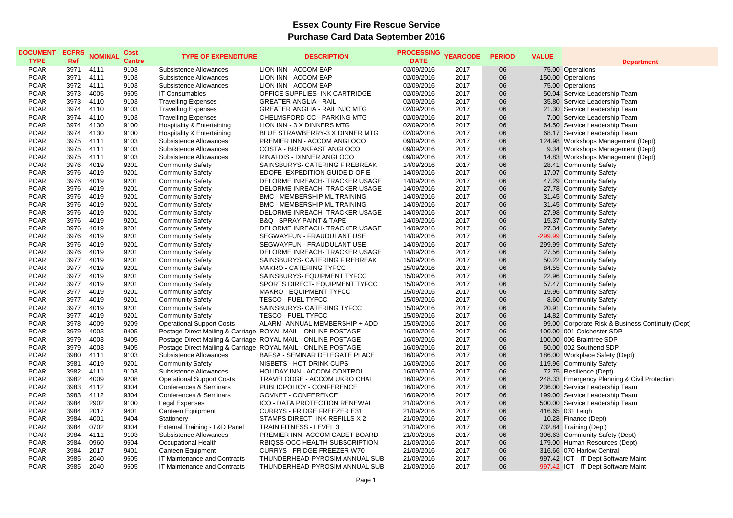# Essex County Fire Rescue Service
## Purchase Card Data September 2016

| DOCUMENT TYPE | ECFRS Ref | NOMINAL | Cost Centre | TYPE OF EXPENDITURE | DESCRIPTION | PROCESSING DATE | YEARCODE | PERIOD | VALUE | Department |
|---|---|---|---|---|---|---|---|---|---|---|
| PCAR | 3971 | 4111 | 9103 | Subsistence Allowances | LION INN - ACCOM EAP | 02/09/2016 | 2017 | 06 | 75.00 | Operations |
| PCAR | 3971 | 4111 | 9103 | Subsistence Allowances | LION INN - ACCOM EAP | 02/09/2016 | 2017 | 06 | 150.00 | Operations |
| PCAR | 3972 | 4111 | 9103 | Subsistence Allowances | LION INN - ACCOM EAP | 02/09/2016 | 2017 | 06 | 75.00 | Operations |
| PCAR | 3973 | 4005 | 9505 | IT Consumables | OFFICE SUPPLIES- INK CARTRIDGE | 02/09/2016 | 2017 | 06 | 50.04 | Service Leadership Team |
| PCAR | 3973 | 4110 | 9103 | Travelling Expenses | GREATER ANGLIA - RAIL | 02/09/2016 | 2017 | 06 | 35.80 | Service Leadership Team |
| PCAR | 3974 | 4110 | 9103 | Travelling Expenses | GREATER ANGLIA - RAIL NJC MTG | 02/09/2016 | 2017 | 06 | 21.30 | Service Leadership Team |
| PCAR | 3974 | 4110 | 9103 | Travelling Expenses | CHELMSFORD CC - PARKING MTG | 02/09/2016 | 2017 | 06 | 7.00 | Service Leadership Team |
| PCAR | 3974 | 4130 | 9100 | Hospitality & Entertaining | LION INN - 3 X DINNERS MTG | 02/09/2016 | 2017 | 06 | 64.50 | Service Leadership Team |
| PCAR | 3974 | 4130 | 9100 | Hospitality & Entertaining | BLUE STRAWBERRY-3 X DINNER MTG | 02/09/2016 | 2017 | 06 | 68.17 | Service Leadership Team |
| PCAR | 3975 | 4111 | 9103 | Subsistence Allowances | PREMIER INN - ACCOM ANGLOCO | 09/09/2016 | 2017 | 06 | 124.98 | Workshops Management (Dept) |
| PCAR | 3975 | 4111 | 9103 | Subsistence Allowances | COSTA - BREAKFAST ANGLOCO | 09/09/2016 | 2017 | 06 | 9.34 | Workshops Management (Dept) |
| PCAR | 3975 | 4111 | 9103 | Subsistence Allowances | RINALDIS - DINNER ANGLOCO | 09/09/2016 | 2017 | 06 | 14.83 | Workshops Management (Dept) |
| PCAR | 3976 | 4019 | 9201 | Community Safety | SAINSBURYS- CATERING FIREBREAK | 14/09/2016 | 2017 | 06 | 28.41 | Community Safety |
| PCAR | 3976 | 4019 | 9201 | Community Safety | EDOFE- EXPEDITION GUIDE D OF E | 14/09/2016 | 2017 | 06 | 17.07 | Community Safety |
| PCAR | 3976 | 4019 | 9201 | Community Safety | DELORME INREACH- TRACKER USAGE | 14/09/2016 | 2017 | 06 | 47.29 | Community Safety |
| PCAR | 3976 | 4019 | 9201 | Community Safety | DELORME INREACH- TRACKER USAGE | 14/09/2016 | 2017 | 06 | 27.78 | Community Safety |
| PCAR | 3976 | 4019 | 9201 | Community Safety | BMC - MEMBERSHIP ML TRAINING | 14/09/2016 | 2017 | 06 | 31.45 | Community Safety |
| PCAR | 3976 | 4019 | 9201 | Community Safety | BMC - MEMBERSHIP ML TRAINING | 14/09/2016 | 2017 | 06 | 31.45 | Community Safety |
| PCAR | 3976 | 4019 | 9201 | Community Safety | DELORME INREACH- TRACKER USAGE | 14/09/2016 | 2017 | 06 | 27.98 | Community Safety |
| PCAR | 3976 | 4019 | 9201 | Community Safety | B&Q - SPRAY PAINT & TAPE | 14/09/2016 | 2017 | 06 | 15.37 | Community Safety |
| PCAR | 3976 | 4019 | 9201 | Community Safety | DELORME INREACH- TRACKER USAGE | 14/09/2016 | 2017 | 06 | 27.34 | Community Safety |
| PCAR | 3976 | 4019 | 9201 | Community Safety | SEGWAYFUN - FRAUDULANT USE | 14/09/2016 | 2017 | 06 | -299.99 | Community Safety |
| PCAR | 3976 | 4019 | 9201 | Community Safety | SEGWAYFUN - FRAUDULANT USE | 14/09/2016 | 2017 | 06 | 299.99 | Community Safety |
| PCAR | 3976 | 4019 | 9201 | Community Safety | DELORME INREACH- TRACKER USAGE | 14/09/2016 | 2017 | 06 | 27.56 | Community Safety |
| PCAR | 3977 | 4019 | 9201 | Community Safety | SAINSBURYS- CATERING FIREBREAK | 15/09/2016 | 2017 | 06 | 50.22 | Community Safety |
| PCAR | 3977 | 4019 | 9201 | Community Safety | MAKRO - CATERING TYFCC | 15/09/2016 | 2017 | 06 | 84.55 | Community Safety |
| PCAR | 3977 | 4019 | 9201 | Community Safety | SAINSBURYS- EQUIPMENT TYFCC | 15/09/2016 | 2017 | 06 | 22.96 | Community Safety |
| PCAR | 3977 | 4019 | 9201 | Community Safety | SPORTS DIRECT- EQUIPMENT TYFCC | 15/09/2016 | 2017 | 06 | 57.47 | Community Safety |
| PCAR | 3977 | 4019 | 9201 | Community Safety | MAKRO - EQUIPMENT TYFCC | 15/09/2016 | 2017 | 06 | 19.96 | Community Safety |
| PCAR | 3977 | 4019 | 9201 | Community Safety | TESCO - FUEL TYFCC | 15/09/2016 | 2017 | 06 | 8.60 | Community Safety |
| PCAR | 3977 | 4019 | 9201 | Community Safety | SAINSBURYS- CATERING TYFCC | 15/09/2016 | 2017 | 06 | 20.91 | Community Safety |
| PCAR | 3977 | 4019 | 9201 | Community Safety | TESCO - FUEL TYFCC | 15/09/2016 | 2017 | 06 | 14.82 | Community Safety |
| PCAR | 3978 | 4009 | 9209 | Operational Support Costs | ALARM- ANNUAL MEMBERSHIP + ADD | 15/09/2016 | 2017 | 06 | 99.00 | Corporate Risk & Business Continuity (Dept) |
| PCAR | 3979 | 4003 | 9405 | Postage Direct Mailing & Carriage | ROYAL MAIL - ONLINE POSTAGE | 16/09/2016 | 2017 | 06 | 100.00 | 001 Colchester SDP |
| PCAR | 3979 | 4003 | 9405 | Postage Direct Mailing & Carriage | ROYAL MAIL - ONLINE POSTAGE | 16/09/2016 | 2017 | 06 | 100.00 | 006 Braintree SDP |
| PCAR | 3979 | 4003 | 9405 | Postage Direct Mailing & Carriage | ROYAL MAIL - ONLINE POSTAGE | 16/09/2016 | 2017 | 06 | 50.00 | 002 Southend SDP |
| PCAR | 3980 | 4111 | 9103 | Subsistence Allowances | BAFSA - SEMINAR DELEGATE PLACE | 16/09/2016 | 2017 | 06 | 186.00 | Workplace Safety (Dept) |
| PCAR | 3981 | 4019 | 9201 | Community Safety | NISBETS - HOT DRINK CUPS | 16/09/2016 | 2017 | 06 | 119.96 | Community Safety |
| PCAR | 3982 | 4111 | 9103 | Subsistence Allowances | HOLIDAY INN - ACCOM CONTROL | 16/09/2016 | 2017 | 06 | 72.75 | Resilience (Dept) |
| PCAR | 3982 | 4009 | 9208 | Operational Support Costs | TRAVELODGE - ACCOM UKRO CHAL | 16/09/2016 | 2017 | 06 | 248.33 | Emergency Planning & Civil Protection |
| PCAR | 3983 | 4112 | 9304 | Conferences & Seminars | PUBLICPOLICY - CONFERENCE | 16/09/2016 | 2017 | 06 | 236.00 | Service Leadership Team |
| PCAR | 3983 | 4112 | 9304 | Conferences & Seminars | GOVNET - CONFERENCE | 16/09/2016 | 2017 | 06 | 199.00 | Service Leadership Team |
| PCAR | 3984 | 2902 | 9100 | Legal Expenses | ICO - DATA PROTECTION RENEWAL | 21/09/2016 | 2017 | 06 | 500.00 | Service Leadership Team |
| PCAR | 3984 | 2017 | 9401 | Canteen Equipment | CURRYS - FRIDGE FREEZER E31 | 21/09/2016 | 2017 | 06 | 416.65 | 031 Leigh |
| PCAR | 3984 | 4001 | 9404 | Stationery | STAMPS DIRECT- INK REFILLS X 2 | 21/09/2016 | 2017 | 06 | 10.28 | Finance (Dept) |
| PCAR | 3984 | 0702 | 9304 | External Training - L&D Panel | TRAIN FITNESS - LEVEL 3 | 21/09/2016 | 2017 | 06 | 732.84 | Training (Dept) |
| PCAR | 3984 | 4111 | 9103 | Subsistence Allowances | PREMIER INN- ACCOM CADET BOARD | 21/09/2016 | 2017 | 06 | 306.63 | Community Safety (Dept) |
| PCAR | 3984 | 0960 | 9504 | Occupational Health | RBIQSS-OCC HEALTH SUBSCRIPTION | 21/09/2016 | 2017 | 06 | 179.00 | Human Resources (Dept) |
| PCAR | 3984 | 2017 | 9401 | Canteen Equipment | CURRYS - FRIDGE FREEZER W70 | 21/09/2016 | 2017 | 06 | 316.66 | 070 Harlow Central |
| PCAR | 3985 | 2040 | 9505 | IT Maintenance and Contracts | THUNDERHEAD-PYROSIM ANNUAL SUB | 21/09/2016 | 2017 | 06 | 997.42 | ICT - IT Dept Software Maint |
| PCAR | 3985 | 2040 | 9505 | IT Maintenance and Contracts | THUNDERHEAD-PYROSIM ANNUAL SUB | 21/09/2016 | 2017 | 06 | -997.42 | ICT - IT Dept Software Maint |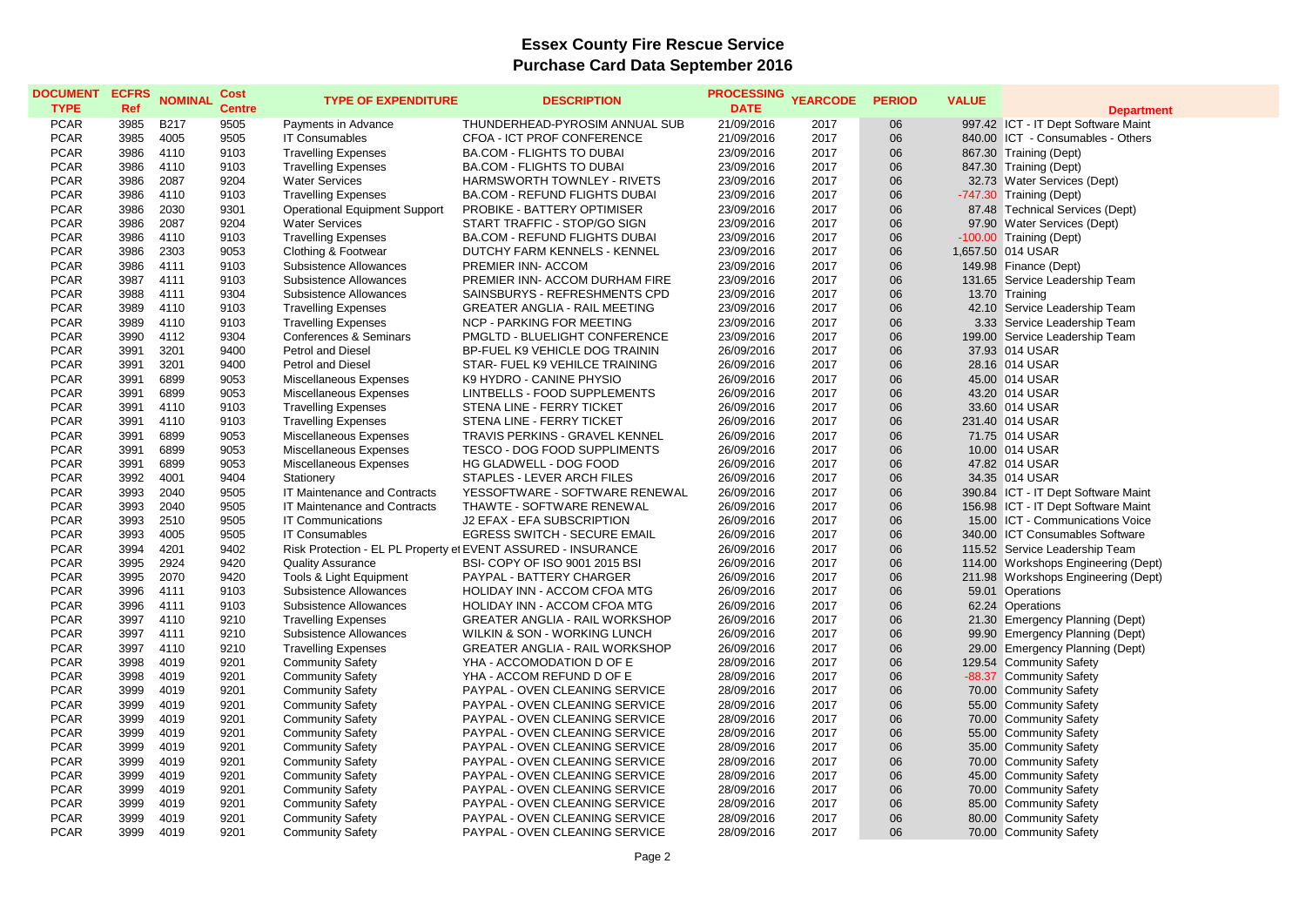# Essex County Fire Rescue Service

## Purchase Card Data September 2016

| DOCUMENT TYPE | ECFRS Ref | NOMINAL | Cost Centre | TYPE OF EXPENDITURE | DESCRIPTION | PROCESSING DATE | YEARCODE | PERIOD | VALUE | Department |
|---|---|---|---|---|---|---|---|---|---|---|
| PCAR | 3985 | B217 | 9505 | Payments in Advance | THUNDERHEAD-PYROSIM ANNUAL SUB | 21/09/2016 | 2017 | 06 | 997.42 | ICT - IT Dept Software Maint |
| PCAR | 3985 | 4005 | 9505 | IT Consumables | CFOA - ICT PROF CONFERENCE | 21/09/2016 | 2017 | 06 | 840.00 | ICT - Consumables - Others |
| PCAR | 3986 | 4110 | 9103 | Travelling Expenses | BA.COM - FLIGHTS TO DUBAI | 23/09/2016 | 2017 | 06 | 867.30 | Training (Dept) |
| PCAR | 3986 | 4110 | 9103 | Travelling Expenses | BA.COM - FLIGHTS TO DUBAI | 23/09/2016 | 2017 | 06 | 847.30 | Training (Dept) |
| PCAR | 3986 | 2087 | 9204 | Water Services | HARMSWORTH TOWNLEY - RIVETS | 23/09/2016 | 2017 | 06 | 32.73 | Water Services (Dept) |
| PCAR | 3986 | 4110 | 9103 | Travelling Expenses | BA.COM - REFUND FLIGHTS DUBAI | 23/09/2016 | 2017 | 06 | -747.30 | Training (Dept) |
| PCAR | 3986 | 2030 | 9301 | Operational Equipment Support | PROBIKE - BATTERY OPTIMISER | 23/09/2016 | 2017 | 06 | 87.48 | Technical Services (Dept) |
| PCAR | 3986 | 2087 | 9204 | Water Services | START TRAFFIC - STOP/GO SIGN | 23/09/2016 | 2017 | 06 | 97.90 | Water Services (Dept) |
| PCAR | 3986 | 4110 | 9103 | Travelling Expenses | BA.COM - REFUND FLIGHTS DUBAI | 23/09/2016 | 2017 | 06 | -100.00 | Training (Dept) |
| PCAR | 3986 | 2303 | 9053 | Clothing & Footwear | DUTCHY FARM KENNELS - KENNEL | 23/09/2016 | 2017 | 06 | 1,657.50 | 014 USAR |
| PCAR | 3986 | 4111 | 9103 | Subsistence Allowances | PREMIER INN- ACCOM | 23/09/2016 | 2017 | 06 | 149.98 | Finance (Dept) |
| PCAR | 3987 | 4111 | 9103 | Subsistence Allowances | PREMIER INN- ACCOM DURHAM FIRE | 23/09/2016 | 2017 | 06 | 131.65 | Service Leadership Team |
| PCAR | 3988 | 4111 | 9304 | Subsistence Allowances | SAINSBURYS - REFRESHMENTS CPD | 23/09/2016 | 2017 | 06 | 13.70 | Training |
| PCAR | 3989 | 4110 | 9103 | Travelling Expenses | GREATER ANGLIA - RAIL MEETING | 23/09/2016 | 2017 | 06 | 42.10 | Service Leadership Team |
| PCAR | 3989 | 4110 | 9103 | Travelling Expenses | NCP - PARKING FOR MEETING | 23/09/2016 | 2017 | 06 | 3.33 | Service Leadership Team |
| PCAR | 3990 | 4112 | 9304 | Conferences & Seminars | PMGLTD - BLUELIGHT CONFERENCE | 23/09/2016 | 2017 | 06 | 199.00 | Service Leadership Team |
| PCAR | 3991 | 3201 | 9400 | Petrol and Diesel | BP-FUEL K9 VEHICLE DOG TRAININ | 26/09/2016 | 2017 | 06 | 37.93 | 014 USAR |
| PCAR | 3991 | 3201 | 9400 | Petrol and Diesel | STAR- FUEL K9 VEHILCE TRAINING | 26/09/2016 | 2017 | 06 | 28.16 | 014 USAR |
| PCAR | 3991 | 6899 | 9053 | Miscellaneous Expenses | K9 HYDRO - CANINE PHYSIO | 26/09/2016 | 2017 | 06 | 45.00 | 014 USAR |
| PCAR | 3991 | 6899 | 9053 | Miscellaneous Expenses | LINTBELLS - FOOD SUPPLEMENTS | 26/09/2016 | 2017 | 06 | 43.20 | 014 USAR |
| PCAR | 3991 | 4110 | 9103 | Travelling Expenses | STENA LINE - FERRY TICKET | 26/09/2016 | 2017 | 06 | 33.60 | 014 USAR |
| PCAR | 3991 | 4110 | 9103 | Travelling Expenses | STENA LINE - FERRY TICKET | 26/09/2016 | 2017 | 06 | 231.40 | 014 USAR |
| PCAR | 3991 | 6899 | 9053 | Miscellaneous Expenses | TRAVIS PERKINS - GRAVEL KENNEL | 26/09/2016 | 2017 | 06 | 71.75 | 014 USAR |
| PCAR | 3991 | 6899 | 9053 | Miscellaneous Expenses | TESCO - DOG FOOD SUPPLIMENTS | 26/09/2016 | 2017 | 06 | 10.00 | 014 USAR |
| PCAR | 3991 | 6899 | 9053 | Miscellaneous Expenses | HG GLADWELL - DOG FOOD | 26/09/2016 | 2017 | 06 | 47.82 | 014 USAR |
| PCAR | 3992 | 4001 | 9404 | Stationery | STAPLES - LEVER ARCH FILES | 26/09/2016 | 2017 | 06 | 34.35 | 014 USAR |
| PCAR | 3993 | 2040 | 9505 | IT Maintenance and Contracts | YESSOFTWARE - SOFTWARE RENEWAL | 26/09/2016 | 2017 | 06 | 390.84 | ICT - IT Dept Software Maint |
| PCAR | 3993 | 2040 | 9505 | IT Maintenance and Contracts | THAWTE - SOFTWARE RENEWAL | 26/09/2016 | 2017 | 06 | 156.98 | ICT - IT Dept Software Maint |
| PCAR | 3993 | 2510 | 9505 | IT Communications | J2 EFAX - EFA SUBSCRIPTION | 26/09/2016 | 2017 | 06 | 15.00 | ICT - Communications Voice |
| PCAR | 3993 | 4005 | 9505 | IT Consumables | EGRESS SWITCH - SECURE EMAIL | 26/09/2016 | 2017 | 06 | 340.00 | ICT Consumables Software |
| PCAR | 3994 | 4201 | 9402 | Risk Protection - EL PL Property et | EVENT ASSURED - INSURANCE | 26/09/2016 | 2017 | 06 | 115.52 | Service Leadership Team |
| PCAR | 3995 | 2924 | 9420 | Quality Assurance | BSI- COPY OF ISO 9001 2015 BSI | 26/09/2016 | 2017 | 06 | 114.00 | Workshops Engineering (Dept) |
| PCAR | 3995 | 2070 | 9420 | Tools & Light Equipment | PAYPAL - BATTERY CHARGER | 26/09/2016 | 2017 | 06 | 211.98 | Workshops Engineering (Dept) |
| PCAR | 3996 | 4111 | 9103 | Subsistence Allowances | HOLIDAY INN - ACCOM CFOA MTG | 26/09/2016 | 2017 | 06 | 59.01 | Operations |
| PCAR | 3996 | 4111 | 9103 | Subsistence Allowances | HOLIDAY INN - ACCOM CFOA MTG | 26/09/2016 | 2017 | 06 | 62.24 | Operations |
| PCAR | 3997 | 4110 | 9210 | Travelling Expenses | GREATER ANGLIA - RAIL WORKSHOP | 26/09/2016 | 2017 | 06 | 21.30 | Emergency Planning (Dept) |
| PCAR | 3997 | 4111 | 9210 | Subsistence Allowances | WILKIN & SON - WORKING LUNCH | 26/09/2016 | 2017 | 06 | 99.90 | Emergency Planning (Dept) |
| PCAR | 3997 | 4110 | 9210 | Travelling Expenses | GREATER ANGLIA - RAIL WORKSHOP | 26/09/2016 | 2017 | 06 | 29.00 | Emergency Planning (Dept) |
| PCAR | 3998 | 4019 | 9201 | Community Safety | YHA - ACCOMODATION D OF E | 28/09/2016 | 2017 | 06 | 129.54 | Community Safety |
| PCAR | 3998 | 4019 | 9201 | Community Safety | YHA - ACCOM REFUND D OF E | 28/09/2016 | 2017 | 06 | -88.37 | Community Safety |
| PCAR | 3999 | 4019 | 9201 | Community Safety | PAYPAL - OVEN CLEANING SERVICE | 28/09/2016 | 2017 | 06 | 70.00 | Community Safety |
| PCAR | 3999 | 4019 | 9201 | Community Safety | PAYPAL - OVEN CLEANING SERVICE | 28/09/2016 | 2017 | 06 | 55.00 | Community Safety |
| PCAR | 3999 | 4019 | 9201 | Community Safety | PAYPAL - OVEN CLEANING SERVICE | 28/09/2016 | 2017 | 06 | 70.00 | Community Safety |
| PCAR | 3999 | 4019 | 9201 | Community Safety | PAYPAL - OVEN CLEANING SERVICE | 28/09/2016 | 2017 | 06 | 55.00 | Community Safety |
| PCAR | 3999 | 4019 | 9201 | Community Safety | PAYPAL - OVEN CLEANING SERVICE | 28/09/2016 | 2017 | 06 | 35.00 | Community Safety |
| PCAR | 3999 | 4019 | 9201 | Community Safety | PAYPAL - OVEN CLEANING SERVICE | 28/09/2016 | 2017 | 06 | 70.00 | Community Safety |
| PCAR | 3999 | 4019 | 9201 | Community Safety | PAYPAL - OVEN CLEANING SERVICE | 28/09/2016 | 2017 | 06 | 45.00 | Community Safety |
| PCAR | 3999 | 4019 | 9201 | Community Safety | PAYPAL - OVEN CLEANING SERVICE | 28/09/2016 | 2017 | 06 | 70.00 | Community Safety |
| PCAR | 3999 | 4019 | 9201 | Community Safety | PAYPAL - OVEN CLEANING SERVICE | 28/09/2016 | 2017 | 06 | 85.00 | Community Safety |
| PCAR | 3999 | 4019 | 9201 | Community Safety | PAYPAL - OVEN CLEANING SERVICE | 28/09/2016 | 2017 | 06 | 80.00 | Community Safety |
| PCAR | 3999 | 4019 | 9201 | Community Safety | PAYPAL - OVEN CLEANING SERVICE | 28/09/2016 | 2017 | 06 | 70.00 | Community Safety |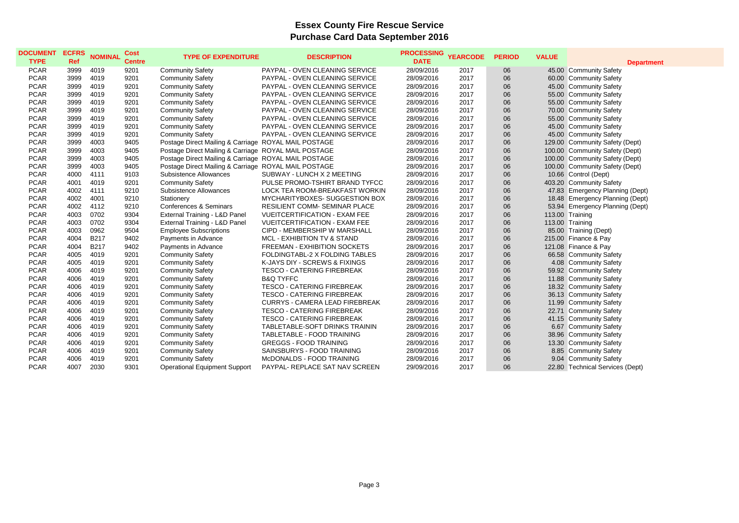# Essex County Fire Rescue Service
## Purchase Card Data September 2016

| DOCUMENT TYPE | ECFRS Ref | NOMINAL | Cost Centre | TYPE OF EXPENDITURE | DESCRIPTION | PROCESSING DATE | YEARCODE | PERIOD | VALUE | Department |
|---|---|---|---|---|---|---|---|---|---|---|
| PCAR | 3999 | 4019 | 9201 | Community Safety | PAYPAL - OVEN CLEANING SERVICE | 28/09/2016 | 2017 | 06 | 45.00 | Community Safety |
| PCAR | 3999 | 4019 | 9201 | Community Safety | PAYPAL - OVEN CLEANING SERVICE | 28/09/2016 | 2017 | 06 | 60.00 | Community Safety |
| PCAR | 3999 | 4019 | 9201 | Community Safety | PAYPAL - OVEN CLEANING SERVICE | 28/09/2016 | 2017 | 06 | 45.00 | Community Safety |
| PCAR | 3999 | 4019 | 9201 | Community Safety | PAYPAL - OVEN CLEANING SERVICE | 28/09/2016 | 2017 | 06 | 55.00 | Community Safety |
| PCAR | 3999 | 4019 | 9201 | Community Safety | PAYPAL - OVEN CLEANING SERVICE | 28/09/2016 | 2017 | 06 | 55.00 | Community Safety |
| PCAR | 3999 | 4019 | 9201 | Community Safety | PAYPAL - OVEN CLEANING SERVICE | 28/09/2016 | 2017 | 06 | 70.00 | Community Safety |
| PCAR | 3999 | 4019 | 9201 | Community Safety | PAYPAL - OVEN CLEANING SERVICE | 28/09/2016 | 2017 | 06 | 55.00 | Community Safety |
| PCAR | 3999 | 4019 | 9201 | Community Safety | PAYPAL - OVEN CLEANING SERVICE | 28/09/2016 | 2017 | 06 | 45.00 | Community Safety |
| PCAR | 3999 | 4019 | 9201 | Community Safety | PAYPAL - OVEN CLEANING SERVICE | 28/09/2016 | 2017 | 06 | 45.00 | Community Safety |
| PCAR | 3999 | 4003 | 9405 | Postage Direct Mailing & Carriage | ROYAL MAIL POSTAGE | 28/09/2016 | 2017 | 06 | 129.00 | Community Safety (Dept) |
| PCAR | 3999 | 4003 | 9405 | Postage Direct Mailing & Carriage | ROYAL MAIL POSTAGE | 28/09/2016 | 2017 | 06 | 100.00 | Community Safety (Dept) |
| PCAR | 3999 | 4003 | 9405 | Postage Direct Mailing & Carriage | ROYAL MAIL POSTAGE | 28/09/2016 | 2017 | 06 | 100.00 | Community Safety (Dept) |
| PCAR | 3999 | 4003 | 9405 | Postage Direct Mailing & Carriage | ROYAL MAIL POSTAGE | 28/09/2016 | 2017 | 06 | 100.00 | Community Safety (Dept) |
| PCAR | 4000 | 4111 | 9103 | Subsistence Allowances | SUBWAY - LUNCH X 2 MEETING | 28/09/2016 | 2017 | 06 | 10.66 | Control (Dept) |
| PCAR | 4001 | 4019 | 9201 | Community Safety | PULSE PROMO-TSHIRT BRAND TYFCC | 28/09/2016 | 2017 | 06 | 403.20 | Community Safety |
| PCAR | 4002 | 4111 | 9210 | Subsistence Allowances | LOCK TEA ROOM-BREAKFAST WORKIN | 28/09/2016 | 2017 | 06 | 47.83 | Emergency Planning (Dept) |
| PCAR | 4002 | 4001 | 9210 | Stationery | MYCHARITYBOXES- SUGGESTION BOX | 28/09/2016 | 2017 | 06 | 18.48 | Emergency Planning (Dept) |
| PCAR | 4002 | 4112 | 9210 | Conferences & Seminars | RESILIENT COMM- SEMINAR PLACE | 28/09/2016 | 2017 | 06 | 53.94 | Emergency Planning (Dept) |
| PCAR | 4003 | 0702 | 9304 | External Training - L&D Panel | VUEITCERTIFICATION - EXAM FEE | 28/09/2016 | 2017 | 06 | 113.00 | Training |
| PCAR | 4003 | 0702 | 9304 | External Training - L&D Panel | VUEITCERTIFICATION - EXAM FEE | 28/09/2016 | 2017 | 06 | 113.00 | Training |
| PCAR | 4003 | 0962 | 9504 | Employee Subscriptions | CIPD - MEMBERSHIP W MARSHALL | 28/09/2016 | 2017 | 06 | 85.00 | Training (Dept) |
| PCAR | 4004 | B217 | 9402 | Payments in Advance | MCL - EXHIBITION TV & STAND | 28/09/2016 | 2017 | 06 | 215.00 | Finance & Pay |
| PCAR | 4004 | B217 | 9402 | Payments in Advance | FREEMAN - EXHIBITION SOCKETS | 28/09/2016 | 2017 | 06 | 121.08 | Finance & Pay |
| PCAR | 4005 | 4019 | 9201 | Community Safety | FOLDINGTABL-2 X FOLDING TABLES | 28/09/2016 | 2017 | 06 | 66.58 | Community Safety |
| PCAR | 4005 | 4019 | 9201 | Community Safety | K-JAYS DIY - SCREWS & FIXINGS | 28/09/2016 | 2017 | 06 | 4.08 | Community Safety |
| PCAR | 4006 | 4019 | 9201 | Community Safety | TESCO - CATERING FIREBREAK | 28/09/2016 | 2017 | 06 | 59.92 | Community Safety |
| PCAR | 4006 | 4019 | 9201 | Community Safety | B&Q TYFFC | 28/09/2016 | 2017 | 06 | 11.88 | Community Safety |
| PCAR | 4006 | 4019 | 9201 | Community Safety | TESCO - CATERING FIREBREAK | 28/09/2016 | 2017 | 06 | 18.32 | Community Safety |
| PCAR | 4006 | 4019 | 9201 | Community Safety | TESCO - CATERING FIREBREAK | 28/09/2016 | 2017 | 06 | 36.13 | Community Safety |
| PCAR | 4006 | 4019 | 9201 | Community Safety | CURRYS - CAMERA LEAD FIREBREAK | 28/09/2016 | 2017 | 06 | 11.99 | Community Safety |
| PCAR | 4006 | 4019 | 9201 | Community Safety | TESCO - CATERING FIREBREAK | 28/09/2016 | 2017 | 06 | 22.71 | Community Safety |
| PCAR | 4006 | 4019 | 9201 | Community Safety | TESCO - CATERING FIREBREAK | 28/09/2016 | 2017 | 06 | 41.15 | Community Safety |
| PCAR | 4006 | 4019 | 9201 | Community Safety | TABLETABLE-SOFT DRINKS TRAININ | 28/09/2016 | 2017 | 06 | 6.67 | Community Safety |
| PCAR | 4006 | 4019 | 9201 | Community Safety | TABLETABLE - FOOD TRAINING | 28/09/2016 | 2017 | 06 | 38.96 | Community Safety |
| PCAR | 4006 | 4019 | 9201 | Community Safety | GREGGS - FOOD TRAINING | 28/09/2016 | 2017 | 06 | 13.30 | Community Safety |
| PCAR | 4006 | 4019 | 9201 | Community Safety | SAINSBURYS - FOOD TRAINING | 28/09/2016 | 2017 | 06 | 8.85 | Community Safety |
| PCAR | 4006 | 4019 | 9201 | Community Safety | McDONALDS - FOOD TRAINING | 28/09/2016 | 2017 | 06 | 9.04 | Community Safety |
| PCAR | 4007 | 2030 | 9301 | Operational Equipment Support | PAYPAL- REPLACE SAT NAV SCREEN | 29/09/2016 | 2017 | 06 | 22.80 | Technical Services (Dept) |